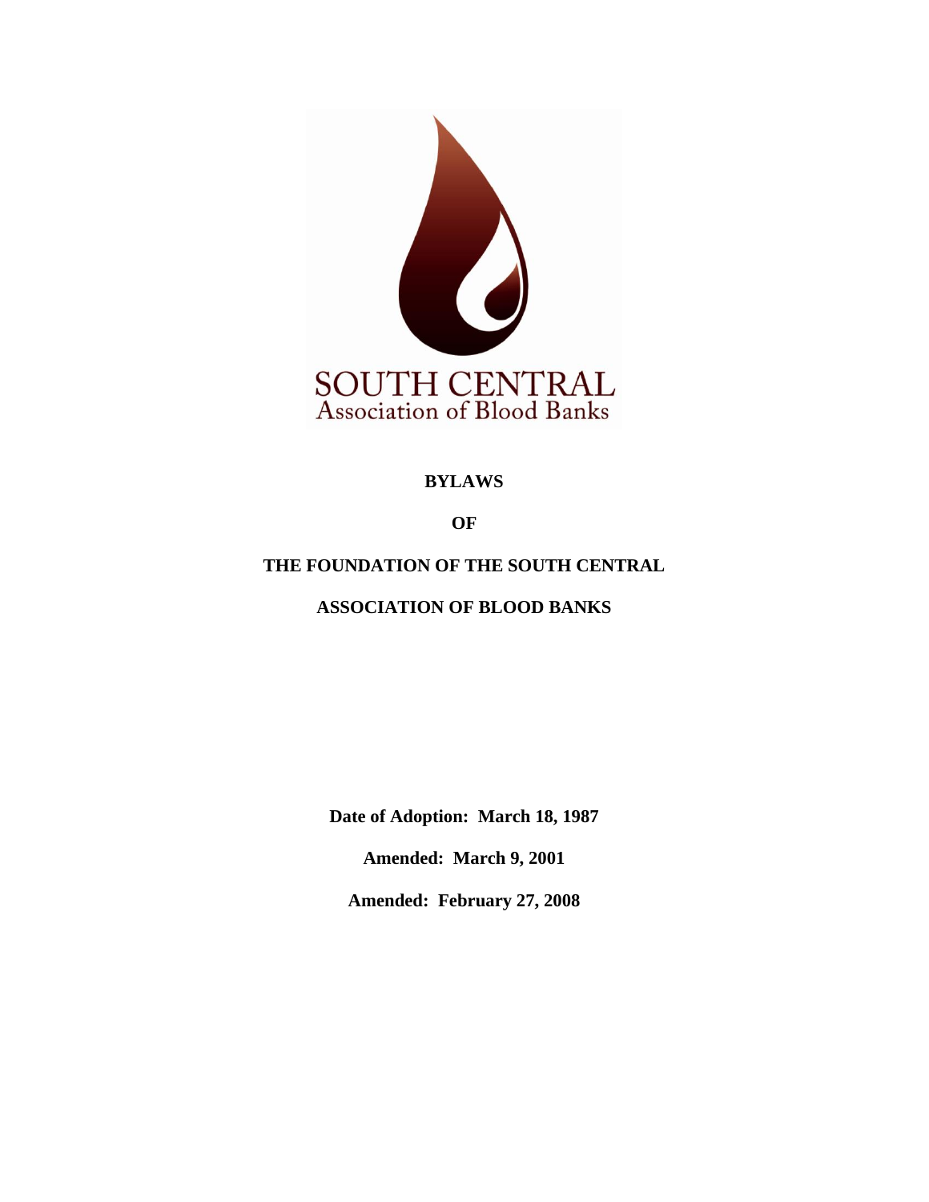SOUTH CENTRAL
Association of Blood Banks

# BYLAWS

# OF

# THE FOUNDATION OF THE SOUTH CENTRAL

# ASSOCIATION OF BLOOD BANKS

**Date of Adoption: March 18, 1987**

**Amended: March 9, 2001**

**Amended: February 27, 2008**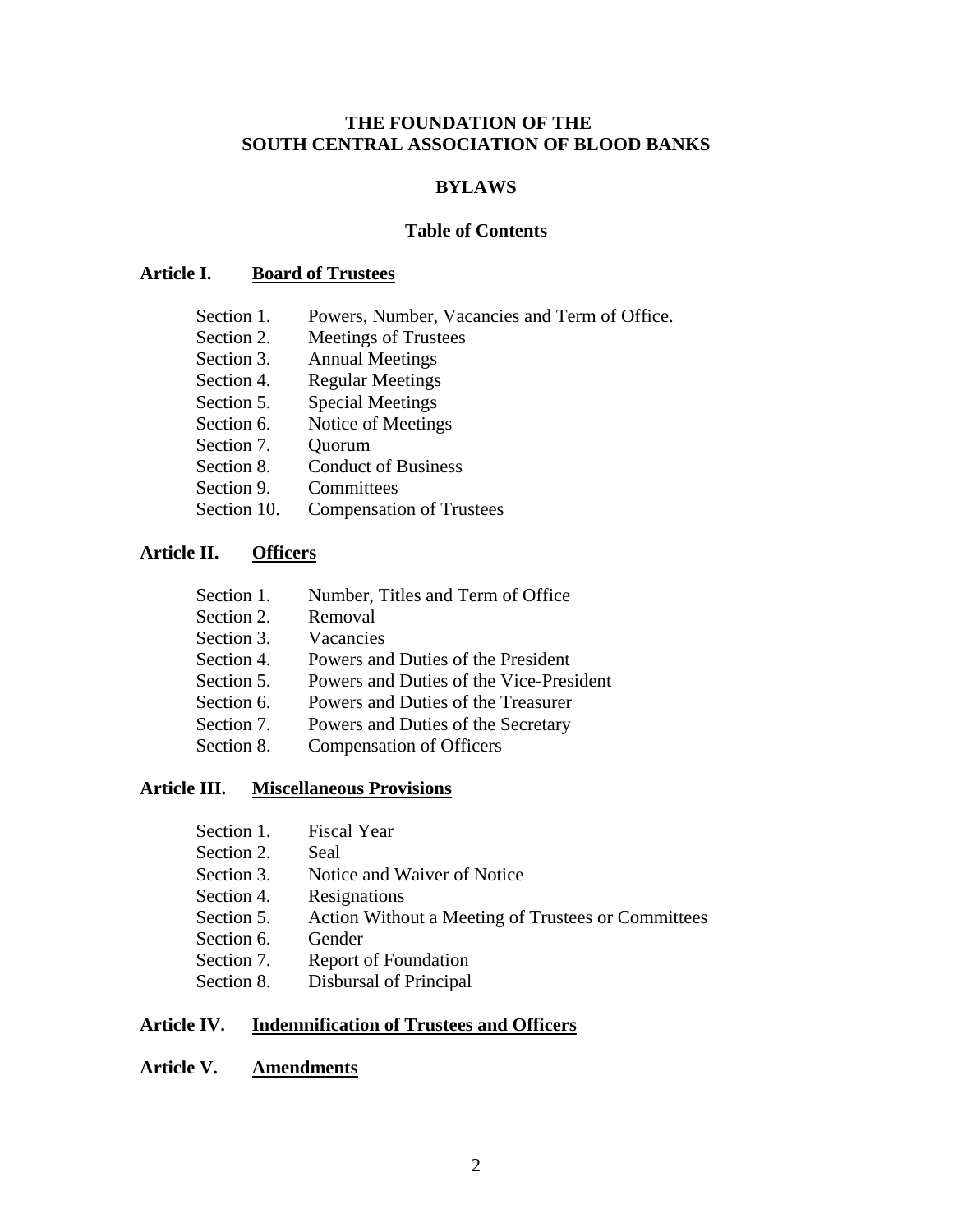# THE FOUNDATION OF THE SOUTH CENTRAL ASSOCIATION OF BLOOD BANKS

## BYLAWS

### Table of Contents

**Article I.** **<u>Board of Trustees</u>**

- Section 1. Powers, Number, Vacancies and Term of Office.
- Section 2. Meetings of Trustees
- Section 3. Annual Meetings
- Section 4. Regular Meetings
- Section 5. Special Meetings
- Section 6. Notice of Meetings
- Section 7. Quorum
- Section 8. Conduct of Business
- Section 9. Committees
- Section 10. Compensation of Trustees

**Article II.** **<u>Officers</u>**

- Section 1. Number, Titles and Term of Office
- Section 2. Removal
- Section 3. Vacancies
- Section 4. Powers and Duties of the President
- Section 5. Powers and Duties of the Vice-President
- Section 6. Powers and Duties of the Treasurer
- Section 7. Powers and Duties of the Secretary
- Section 8. Compensation of Officers

**Article III.** **<u>Miscellaneous Provisions</u>**

- Section 1. Fiscal Year
- Section 2. Seal
- Section 3. Notice and Waiver of Notice
- Section 4. Resignations
- Section 5. Action Without a Meeting of Trustees or Committees
- Section 6. Gender
- Section 7. Report of Foundation
- Section 8. Disbursal of Principal

**Article IV.** **<u>Indemnification of Trustees and Officers</u>**

**Article V.** **<u>Amendments</u>**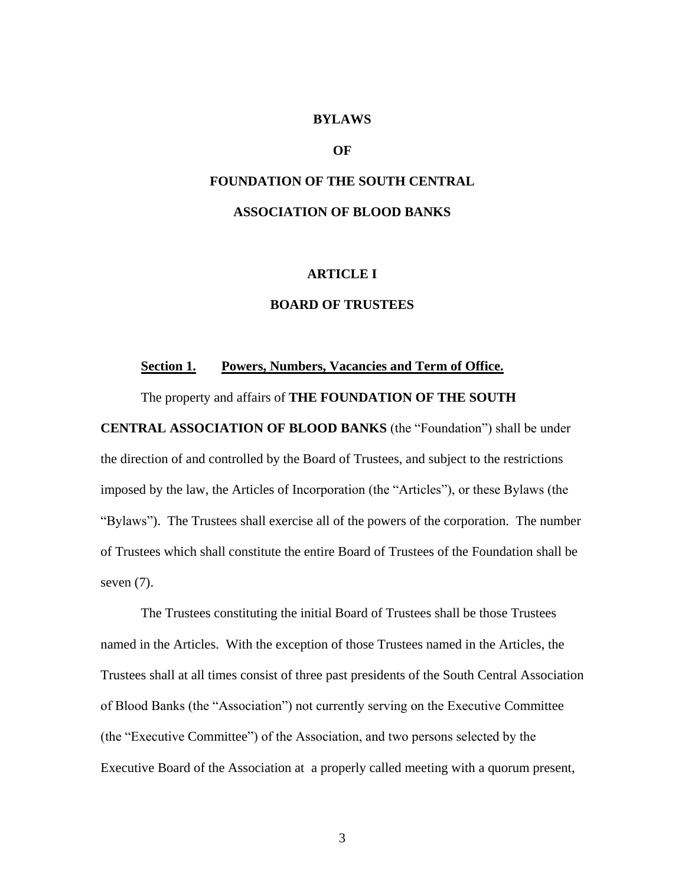# BYLAWS

# OF

# FOUNDATION OF THE SOUTH CENTRAL

# ASSOCIATION OF BLOOD BANKS

## ARTICLE I

## BOARD OF TRUSTEES

**Section 1. Powers, Numbers, Vacancies and Term of Office.**

The property and affairs of **THE FOUNDATION OF THE SOUTH CENTRAL ASSOCIATION OF BLOOD BANKS** (the "Foundation") shall be under the direction of and controlled by the Board of Trustees, and subject to the restrictions imposed by the law, the Articles of Incorporation (the "Articles"), or these Bylaws (the "Bylaws"). The Trustees shall exercise all of the powers of the corporation. The number of Trustees which shall constitute the entire Board of Trustees of the Foundation shall be seven (7).

The Trustees constituting the initial Board of Trustees shall be those Trustees named in the Articles. With the exception of those Trustees named in the Articles, the Trustees shall at all times consist of three past presidents of the South Central Association of Blood Banks (the "Association") not currently serving on the Executive Committee (the "Executive Committee") of the Association, and two persons selected by the Executive Board of the Association at a properly called meeting with a quorum present,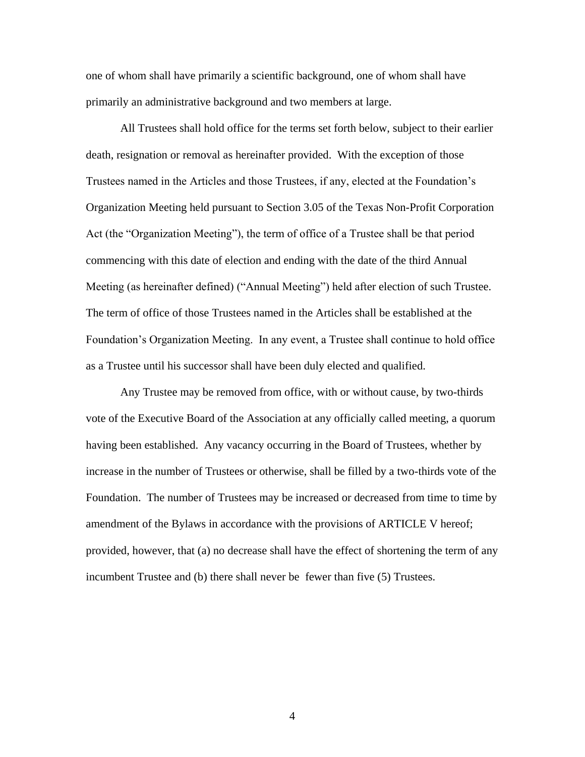one of whom shall have primarily a scientific background, one of whom shall have primarily an administrative background and two members at large.

All Trustees shall hold office for the terms set forth below, subject to their earlier death, resignation or removal as hereinafter provided. With the exception of those Trustees named in the Articles and those Trustees, if any, elected at the Foundation's Organization Meeting held pursuant to Section 3.05 of the Texas Non-Profit Corporation Act (the "Organization Meeting"), the term of office of a Trustee shall be that period commencing with this date of election and ending with the date of the third Annual Meeting (as hereinafter defined) ("Annual Meeting") held after election of such Trustee. The term of office of those Trustees named in the Articles shall be established at the Foundation's Organization Meeting. In any event, a Trustee shall continue to hold office as a Trustee until his successor shall have been duly elected and qualified.

Any Trustee may be removed from office, with or without cause, by two-thirds vote of the Executive Board of the Association at any officially called meeting, a quorum having been established. Any vacancy occurring in the Board of Trustees, whether by increase in the number of Trustees or otherwise, shall be filled by a two-thirds vote of the Foundation. The number of Trustees may be increased or decreased from time to time by amendment of the Bylaws in accordance with the provisions of ARTICLE V hereof; provided, however, that (a) no decrease shall have the effect of shortening the term of any incumbent Trustee and (b) there shall never be fewer than five (5) Trustees.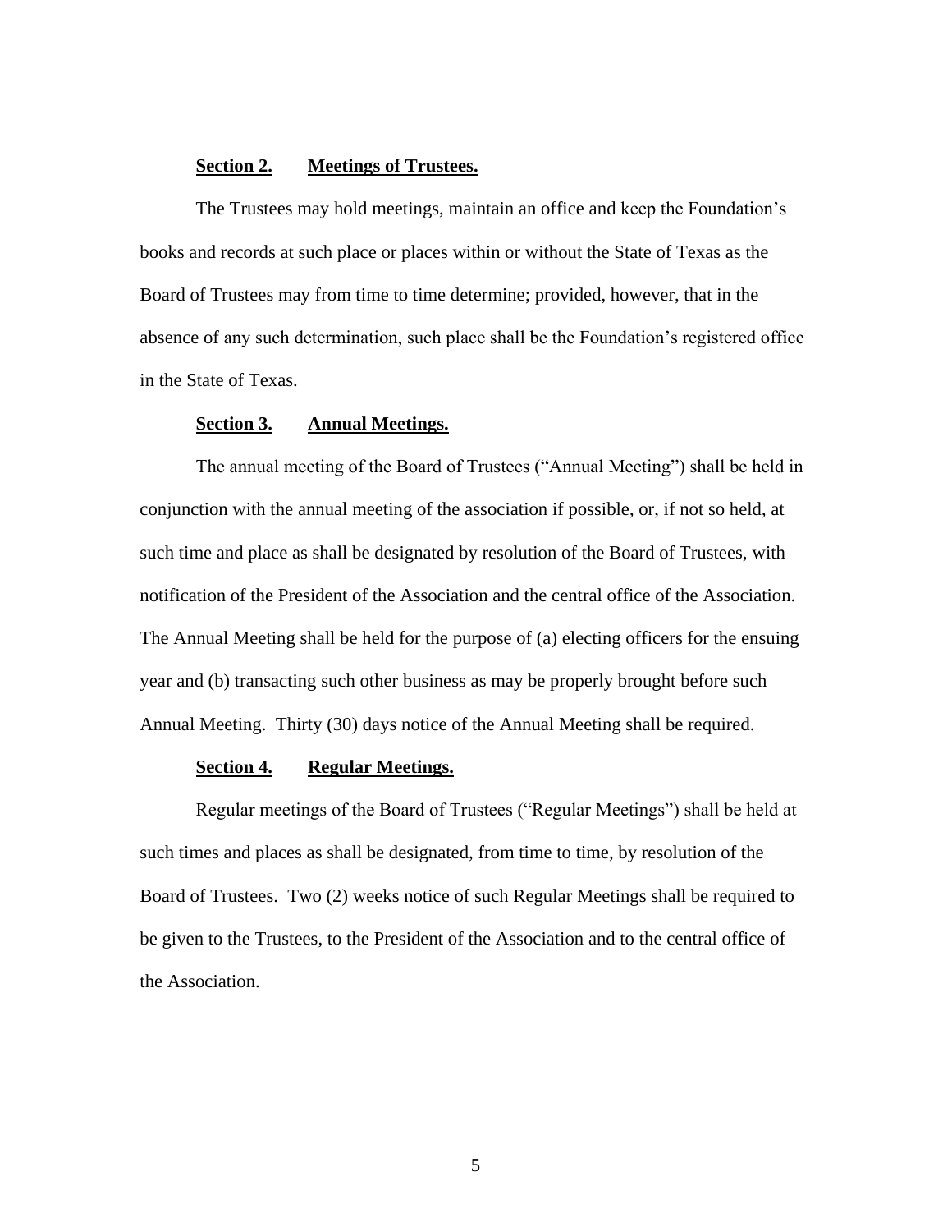**Section 2. Meetings of Trustees.**

The Trustees may hold meetings, maintain an office and keep the Foundation's books and records at such place or places within or without the State of Texas as the Board of Trustees may from time to time determine; provided, however, that in the absence of any such determination, such place shall be the Foundation's registered office in the State of Texas.

**Section 3. Annual Meetings.**

The annual meeting of the Board of Trustees ("Annual Meeting") shall be held in conjunction with the annual meeting of the association if possible, or, if not so held, at such time and place as shall be designated by resolution of the Board of Trustees, with notification of the President of the Association and the central office of the Association. The Annual Meeting shall be held for the purpose of (a) electing officers for the ensuing year and (b) transacting such other business as may be properly brought before such Annual Meeting. Thirty (30) days notice of the Annual Meeting shall be required.

**Section 4. Regular Meetings.**

Regular meetings of the Board of Trustees ("Regular Meetings") shall be held at such times and places as shall be designated, from time to time, by resolution of the Board of Trustees. Two (2) weeks notice of such Regular Meetings shall be required to be given to the Trustees, to the President of the Association and to the central office of the Association.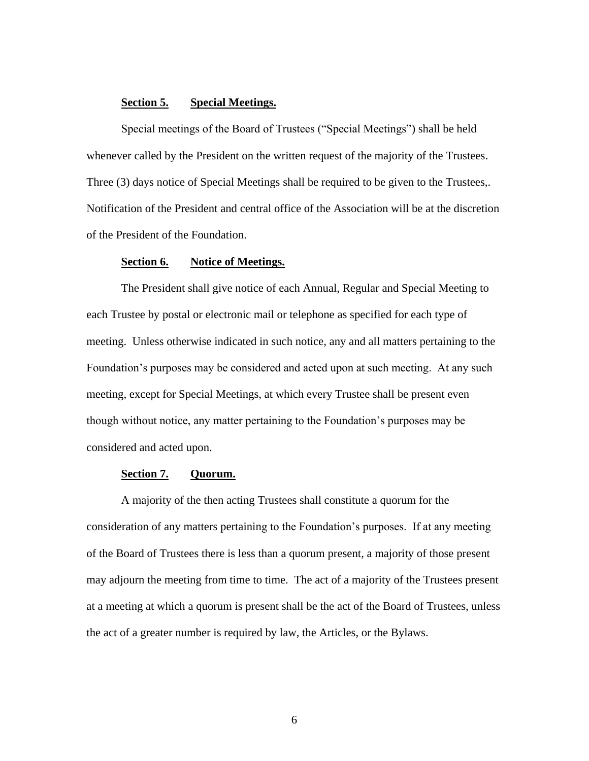**<u>Section 5.</u>** **<u>Special Meetings.</u>**

Special meetings of the Board of Trustees ("Special Meetings") shall be held whenever called by the President on the written request of the majority of the Trustees. Three (3) days notice of Special Meetings shall be required to be given to the Trustees,. Notification of the President and central office of the Association will be at the discretion of the President of the Foundation.

**<u>Section 6.</u>** **<u>Notice of Meetings.</u>**

The President shall give notice of each Annual, Regular and Special Meeting to each Trustee by postal or electronic mail or telephone as specified for each type of meeting. Unless otherwise indicated in such notice, any and all matters pertaining to the Foundation's purposes may be considered and acted upon at such meeting. At any such meeting, except for Special Meetings, at which every Trustee shall be present even though without notice, any matter pertaining to the Foundation's purposes may be considered and acted upon.

**<u>Section 7.</u>** **<u>Quorum.</u>**

A majority of the then acting Trustees shall constitute a quorum for the consideration of any matters pertaining to the Foundation's purposes. If at any meeting of the Board of Trustees there is less than a quorum present, a majority of those present may adjourn the meeting from time to time. The act of a majority of the Trustees present at a meeting at which a quorum is present shall be the act of the Board of Trustees, unless the act of a greater number is required by law, the Articles, or the Bylaws.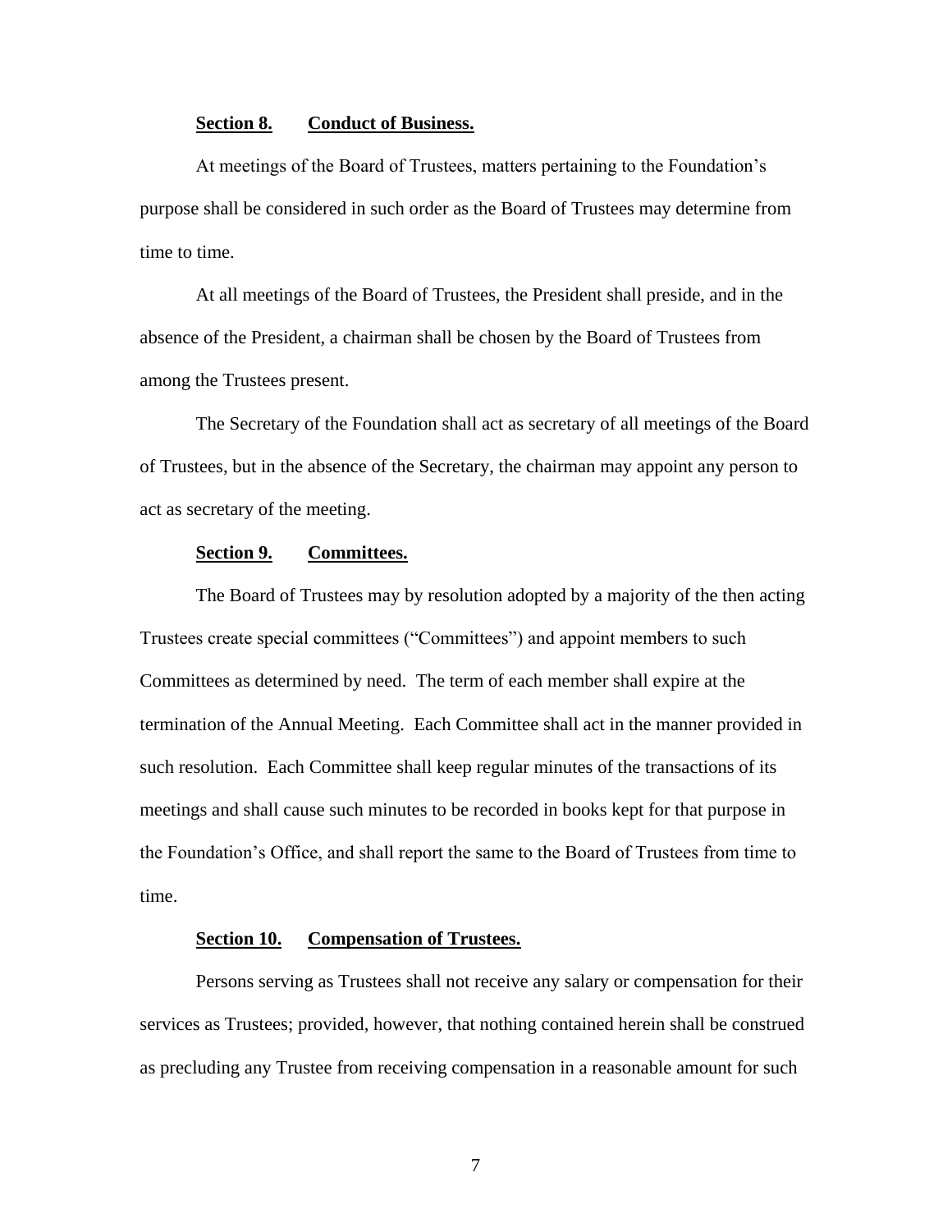**Section 8. Conduct of Business.**

At meetings of the Board of Trustees, matters pertaining to the Foundation's purpose shall be considered in such order as the Board of Trustees may determine from time to time.

At all meetings of the Board of Trustees, the President shall preside, and in the absence of the President, a chairman shall be chosen by the Board of Trustees from among the Trustees present.

The Secretary of the Foundation shall act as secretary of all meetings of the Board of Trustees, but in the absence of the Secretary, the chairman may appoint any person to act as secretary of the meeting.

**Section 9. Committees.**

The Board of Trustees may by resolution adopted by a majority of the then acting Trustees create special committees ("Committees") and appoint members to such Committees as determined by need. The term of each member shall expire at the termination of the Annual Meeting. Each Committee shall act in the manner provided in such resolution. Each Committee shall keep regular minutes of the transactions of its meetings and shall cause such minutes to be recorded in books kept for that purpose in the Foundation's Office, and shall report the same to the Board of Trustees from time to time.

**Section 10. Compensation of Trustees.**

Persons serving as Trustees shall not receive any salary or compensation for their services as Trustees; provided, however, that nothing contained herein shall be construed as precluding any Trustee from receiving compensation in a reasonable amount for such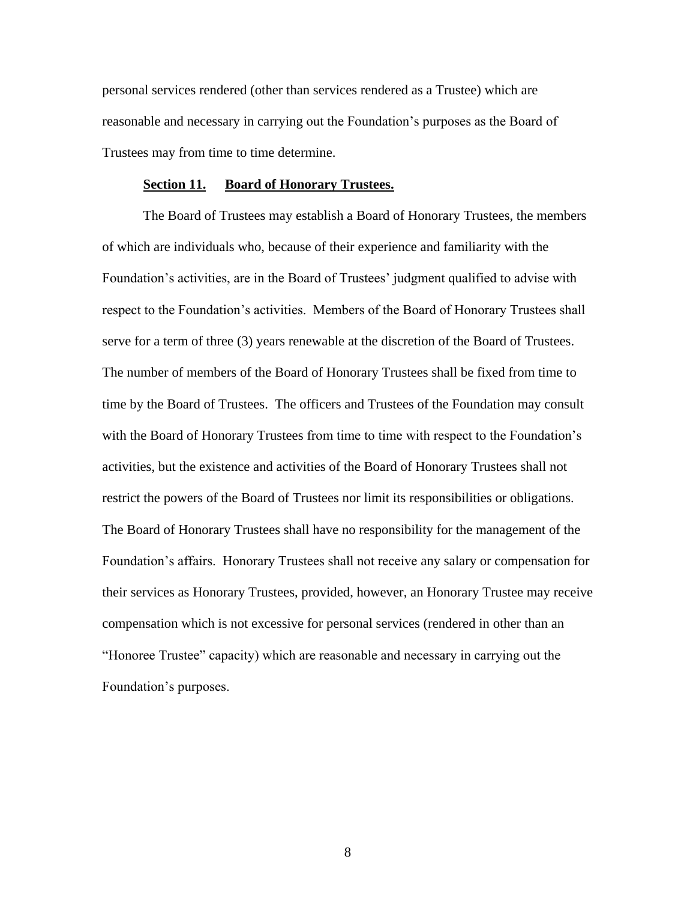personal services rendered (other than services rendered as a Trustee) which are reasonable and necessary in carrying out the Foundation's purposes as the Board of Trustees may from time to time determine.

**Section 11. Board of Honorary Trustees.**

The Board of Trustees may establish a Board of Honorary Trustees, the members of which are individuals who, because of their experience and familiarity with the Foundation's activities, are in the Board of Trustees' judgment qualified to advise with respect to the Foundation's activities. Members of the Board of Honorary Trustees shall serve for a term of three (3) years renewable at the discretion of the Board of Trustees. The number of members of the Board of Honorary Trustees shall be fixed from time to time by the Board of Trustees. The officers and Trustees of the Foundation may consult with the Board of Honorary Trustees from time to time with respect to the Foundation's activities, but the existence and activities of the Board of Honorary Trustees shall not restrict the powers of the Board of Trustees nor limit its responsibilities or obligations. The Board of Honorary Trustees shall have no responsibility for the management of the Foundation's affairs. Honorary Trustees shall not receive any salary or compensation for their services as Honorary Trustees, provided, however, an Honorary Trustee may receive compensation which is not excessive for personal services (rendered in other than an "Honoree Trustee" capacity) which are reasonable and necessary in carrying out the Foundation's purposes.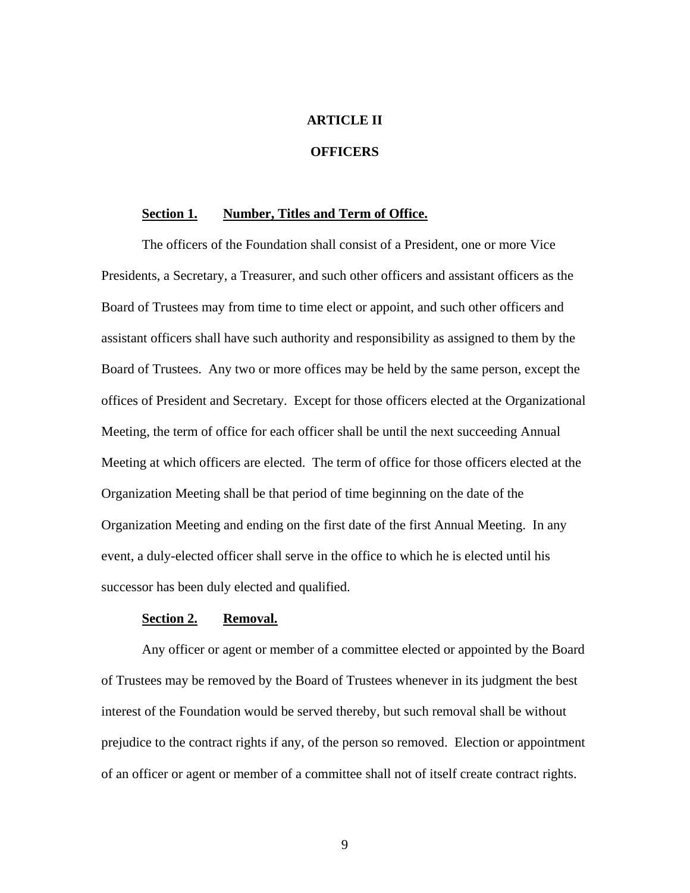## ARTICLE II

## OFFICERS

**Section 1. Number, Titles and Term of Office.**

The officers of the Foundation shall consist of a President, one or more Vice Presidents, a Secretary, a Treasurer, and such other officers and assistant officers as the Board of Trustees may from time to time elect or appoint, and such other officers and assistant officers shall have such authority and responsibility as assigned to them by the Board of Trustees. Any two or more offices may be held by the same person, except the offices of President and Secretary. Except for those officers elected at the Organizational Meeting, the term of office for each officer shall be until the next succeeding Annual Meeting at which officers are elected. The term of office for those officers elected at the Organization Meeting shall be that period of time beginning on the date of the Organization Meeting and ending on the first date of the first Annual Meeting. In any event, a duly-elected officer shall serve in the office to which he is elected until his successor has been duly elected and qualified.

**Section 2. Removal.**

Any officer or agent or member of a committee elected or appointed by the Board of Trustees may be removed by the Board of Trustees whenever in its judgment the best interest of the Foundation would be served thereby, but such removal shall be without prejudice to the contract rights if any, of the person so removed. Election or appointment of an officer or agent or member of a committee shall not of itself create contract rights.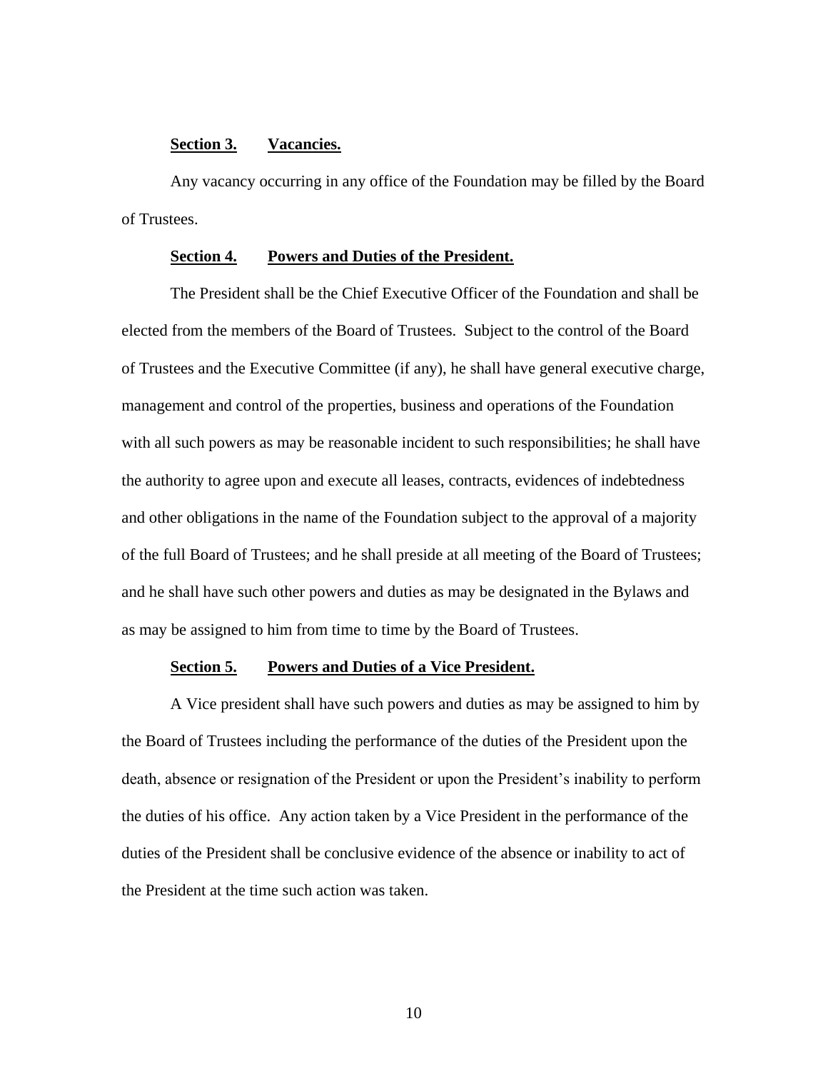**Section 3. Vacancies.**

Any vacancy occurring in any office of the Foundation may be filled by the Board of Trustees.

**Section 4. Powers and Duties of the President.**

The President shall be the Chief Executive Officer of the Foundation and shall be elected from the members of the Board of Trustees. Subject to the control of the Board of Trustees and the Executive Committee (if any), he shall have general executive charge, management and control of the properties, business and operations of the Foundation with all such powers as may be reasonable incident to such responsibilities; he shall have the authority to agree upon and execute all leases, contracts, evidences of indebtedness and other obligations in the name of the Foundation subject to the approval of a majority of the full Board of Trustees; and he shall preside at all meeting of the Board of Trustees; and he shall have such other powers and duties as may be designated in the Bylaws and as may be assigned to him from time to time by the Board of Trustees.

**Section 5. Powers and Duties of a Vice President.**

A Vice president shall have such powers and duties as may be assigned to him by the Board of Trustees including the performance of the duties of the President upon the death, absence or resignation of the President or upon the President's inability to perform the duties of his office. Any action taken by a Vice President in the performance of the duties of the President shall be conclusive evidence of the absence or inability to act of the President at the time such action was taken.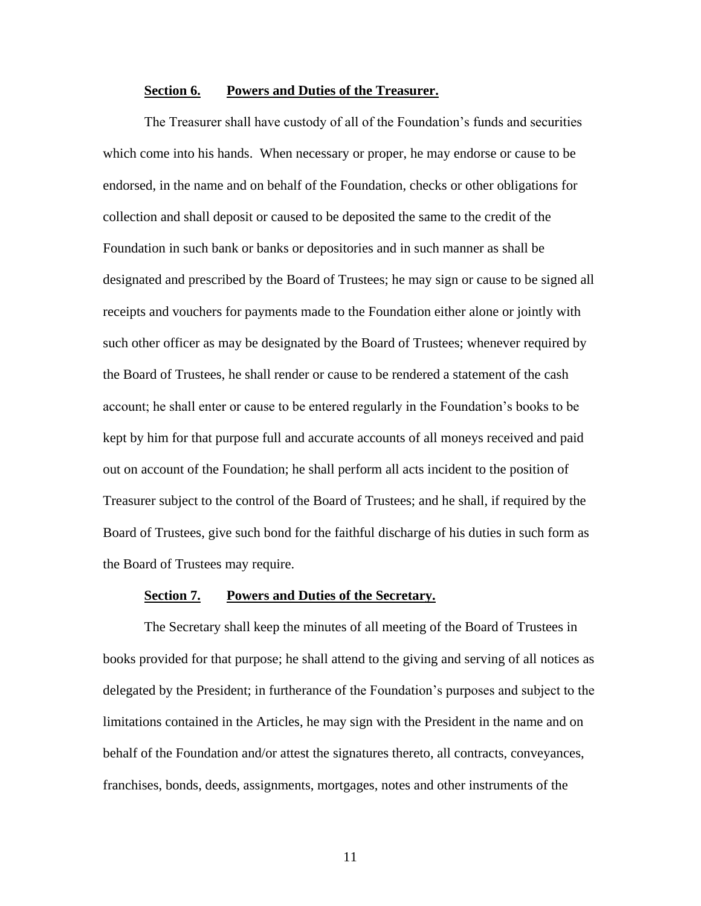**Section 6. Powers and Duties of the Treasurer.**

The Treasurer shall have custody of all of the Foundation's funds and securities which come into his hands. When necessary or proper, he may endorse or cause to be endorsed, in the name and on behalf of the Foundation, checks or other obligations for collection and shall deposit or caused to be deposited the same to the credit of the Foundation in such bank or banks or depositories and in such manner as shall be designated and prescribed by the Board of Trustees; he may sign or cause to be signed all receipts and vouchers for payments made to the Foundation either alone or jointly with such other officer as may be designated by the Board of Trustees; whenever required by the Board of Trustees, he shall render or cause to be rendered a statement of the cash account; he shall enter or cause to be entered regularly in the Foundation's books to be kept by him for that purpose full and accurate accounts of all moneys received and paid out on account of the Foundation; he shall perform all acts incident to the position of Treasurer subject to the control of the Board of Trustees; and he shall, if required by the Board of Trustees, give such bond for the faithful discharge of his duties in such form as the Board of Trustees may require.

**Section 7. Powers and Duties of the Secretary.**

The Secretary shall keep the minutes of all meeting of the Board of Trustees in books provided for that purpose; he shall attend to the giving and serving of all notices as delegated by the President; in furtherance of the Foundation's purposes and subject to the limitations contained in the Articles, he may sign with the President in the name and on behalf of the Foundation and/or attest the signatures thereto, all contracts, conveyances, franchises, bonds, deeds, assignments, mortgages, notes and other instruments of the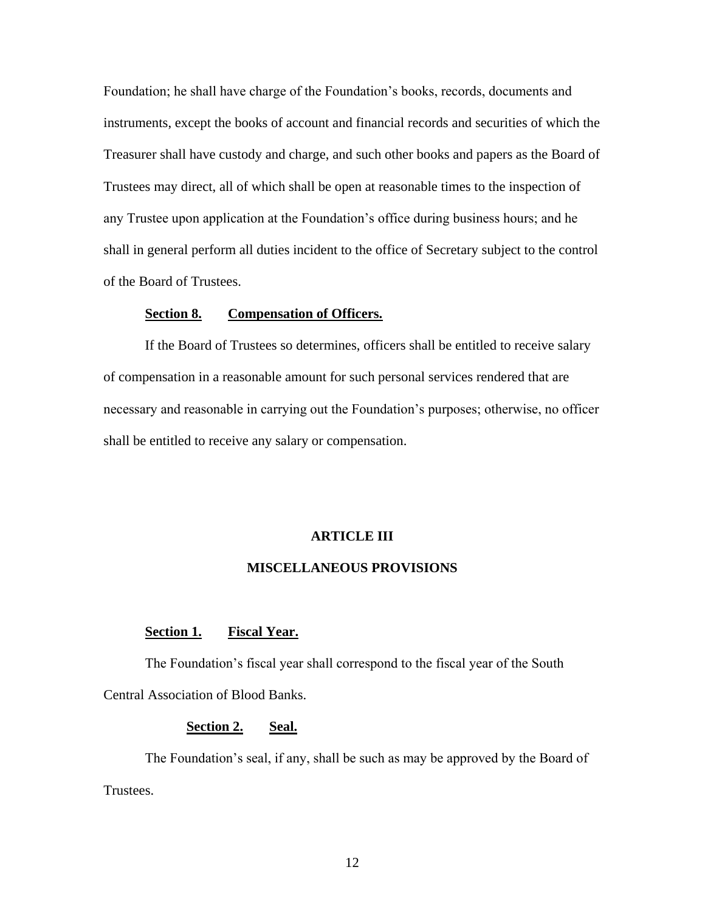Foundation; he shall have charge of the Foundation's books, records, documents and instruments, except the books of account and financial records and securities of which the Treasurer shall have custody and charge, and such other books and papers as the Board of Trustees may direct, all of which shall be open at reasonable times to the inspection of any Trustee upon application at the Foundation's office during business hours; and he shall in general perform all duties incident to the office of Secretary subject to the control of the Board of Trustees.

**Section 8. Compensation of Officers.**

If the Board of Trustees so determines, officers shall be entitled to receive salary of compensation in a reasonable amount for such personal services rendered that are necessary and reasonable in carrying out the Foundation's purposes; otherwise, no officer shall be entitled to receive any salary or compensation.

## ARTICLE III

## MISCELLANEOUS PROVISIONS

**Section 1. Fiscal Year.**

The Foundation's fiscal year shall correspond to the fiscal year of the South Central Association of Blood Banks.

**Section 2. Seal.**

The Foundation's seal, if any, shall be such as may be approved by the Board of Trustees.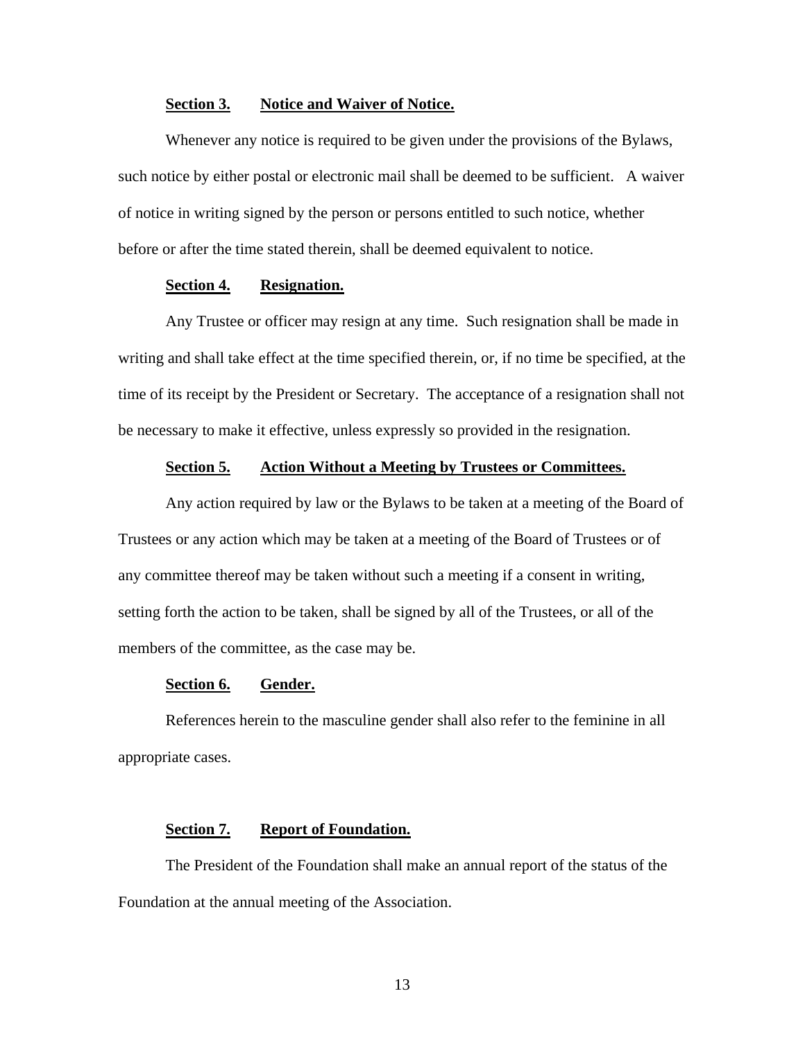**Section 3. Notice and Waiver of Notice.**

Whenever any notice is required to be given under the provisions of the Bylaws, such notice by either postal or electronic mail shall be deemed to be sufficient. A waiver of notice in writing signed by the person or persons entitled to such notice, whether before or after the time stated therein, shall be deemed equivalent to notice.

**Section 4. Resignation.**

Any Trustee or officer may resign at any time. Such resignation shall be made in writing and shall take effect at the time specified therein, or, if no time be specified, at the time of its receipt by the President or Secretary. The acceptance of a resignation shall not be necessary to make it effective, unless expressly so provided in the resignation.

**Section 5. Action Without a Meeting by Trustees or Committees.**

Any action required by law or the Bylaws to be taken at a meeting of the Board of Trustees or any action which may be taken at a meeting of the Board of Trustees or of any committee thereof may be taken without such a meeting if a consent in writing, setting forth the action to be taken, shall be signed by all of the Trustees, or all of the members of the committee, as the case may be.

**Section 6. Gender.**

References herein to the masculine gender shall also refer to the feminine in all appropriate cases.

**Section 7. Report of Foundation.**

The President of the Foundation shall make an annual report of the status of the Foundation at the annual meeting of the Association.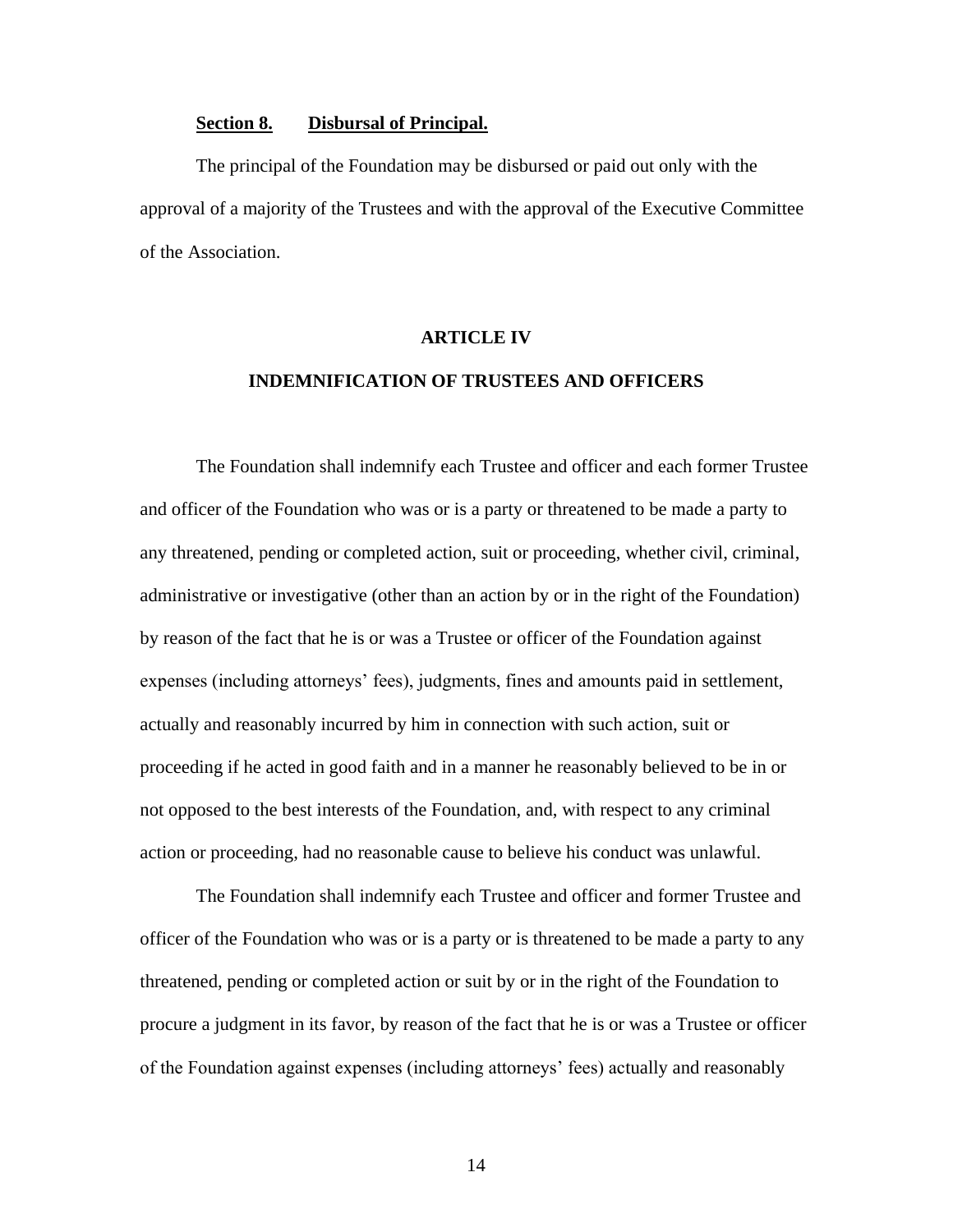**Section 8. Disbursal of Principal.**

The principal of the Foundation may be disbursed or paid out only with the approval of a majority of the Trustees and with the approval of the Executive Committee of the Association.

## ARTICLE IV

## INDEMNIFICATION OF TRUSTEES AND OFFICERS

The Foundation shall indemnify each Trustee and officer and each former Trustee and officer of the Foundation who was or is a party or threatened to be made a party to any threatened, pending or completed action, suit or proceeding, whether civil, criminal, administrative or investigative (other than an action by or in the right of the Foundation) by reason of the fact that he is or was a Trustee or officer of the Foundation against expenses (including attorneys' fees), judgments, fines and amounts paid in settlement, actually and reasonably incurred by him in connection with such action, suit or proceeding if he acted in good faith and in a manner he reasonably believed to be in or not opposed to the best interests of the Foundation, and, with respect to any criminal action or proceeding, had no reasonable cause to believe his conduct was unlawful.

The Foundation shall indemnify each Trustee and officer and former Trustee and officer of the Foundation who was or is a party or is threatened to be made a party to any threatened, pending or completed action or suit by or in the right of the Foundation to procure a judgment in its favor, by reason of the fact that he is or was a Trustee or officer of the Foundation against expenses (including attorneys' fees) actually and reasonably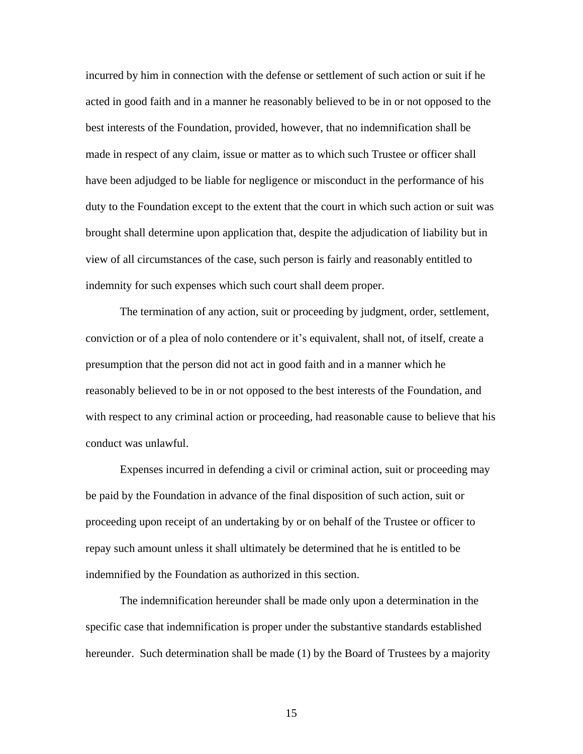incurred by him in connection with the defense or settlement of such action or suit if he acted in good faith and in a manner he reasonably believed to be in or not opposed to the best interests of the Foundation, provided, however, that no indemnification shall be made in respect of any claim, issue or matter as to which such Trustee or officer shall have been adjudged to be liable for negligence or misconduct in the performance of his duty to the Foundation except to the extent that the court in which such action or suit was brought shall determine upon application that, despite the adjudication of liability but in view of all circumstances of the case, such person is fairly and reasonably entitled to indemnity for such expenses which such court shall deem proper.

The termination of any action, suit or proceeding by judgment, order, settlement, conviction or of a plea of nolo contendere or it's equivalent, shall not, of itself, create a presumption that the person did not act in good faith and in a manner which he reasonably believed to be in or not opposed to the best interests of the Foundation, and with respect to any criminal action or proceeding, had reasonable cause to believe that his conduct was unlawful.

Expenses incurred in defending a civil or criminal action, suit or proceeding may be paid by the Foundation in advance of the final disposition of such action, suit or proceeding upon receipt of an undertaking by or on behalf of the Trustee or officer to repay such amount unless it shall ultimately be determined that he is entitled to be indemnified by the Foundation as authorized in this section.

The indemnification hereunder shall be made only upon a determination in the specific case that indemnification is proper under the substantive standards established hereunder. Such determination shall be made (1) by the Board of Trustees by a majority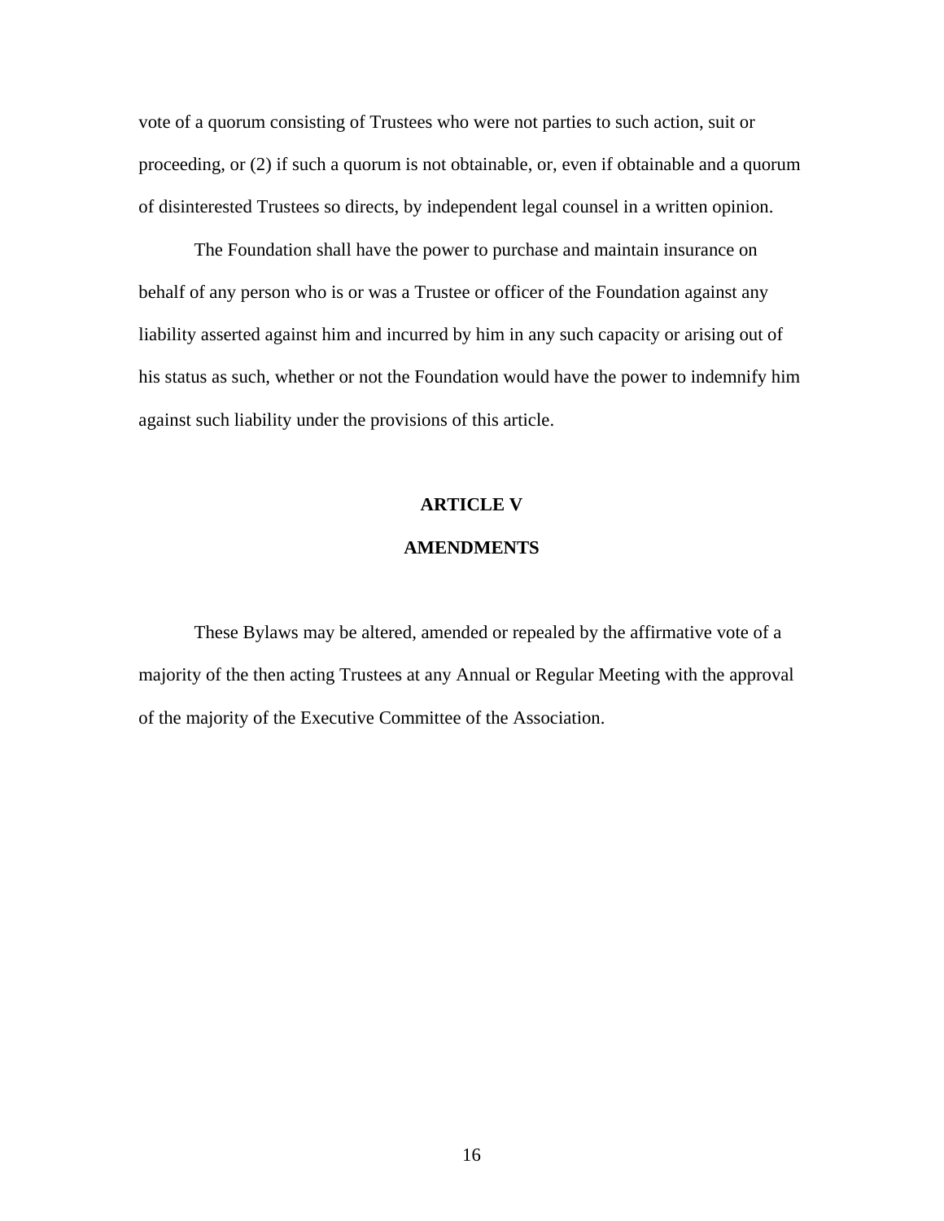vote of a quorum consisting of Trustees who were not parties to such action, suit or proceeding, or (2) if such a quorum is not obtainable, or, even if obtainable and a quorum of disinterested Trustees so directs, by independent legal counsel in a written opinion.

The Foundation shall have the power to purchase and maintain insurance on behalf of any person who is or was a Trustee or officer of the Foundation against any liability asserted against him and incurred by him in any such capacity or arising out of his status as such, whether or not the Foundation would have the power to indemnify him against such liability under the provisions of this article.

## ARTICLE V

## AMENDMENTS

These Bylaws may be altered, amended or repealed by the affirmative vote of a majority of the then acting Trustees at any Annual or Regular Meeting with the approval of the majority of the Executive Committee of the Association.